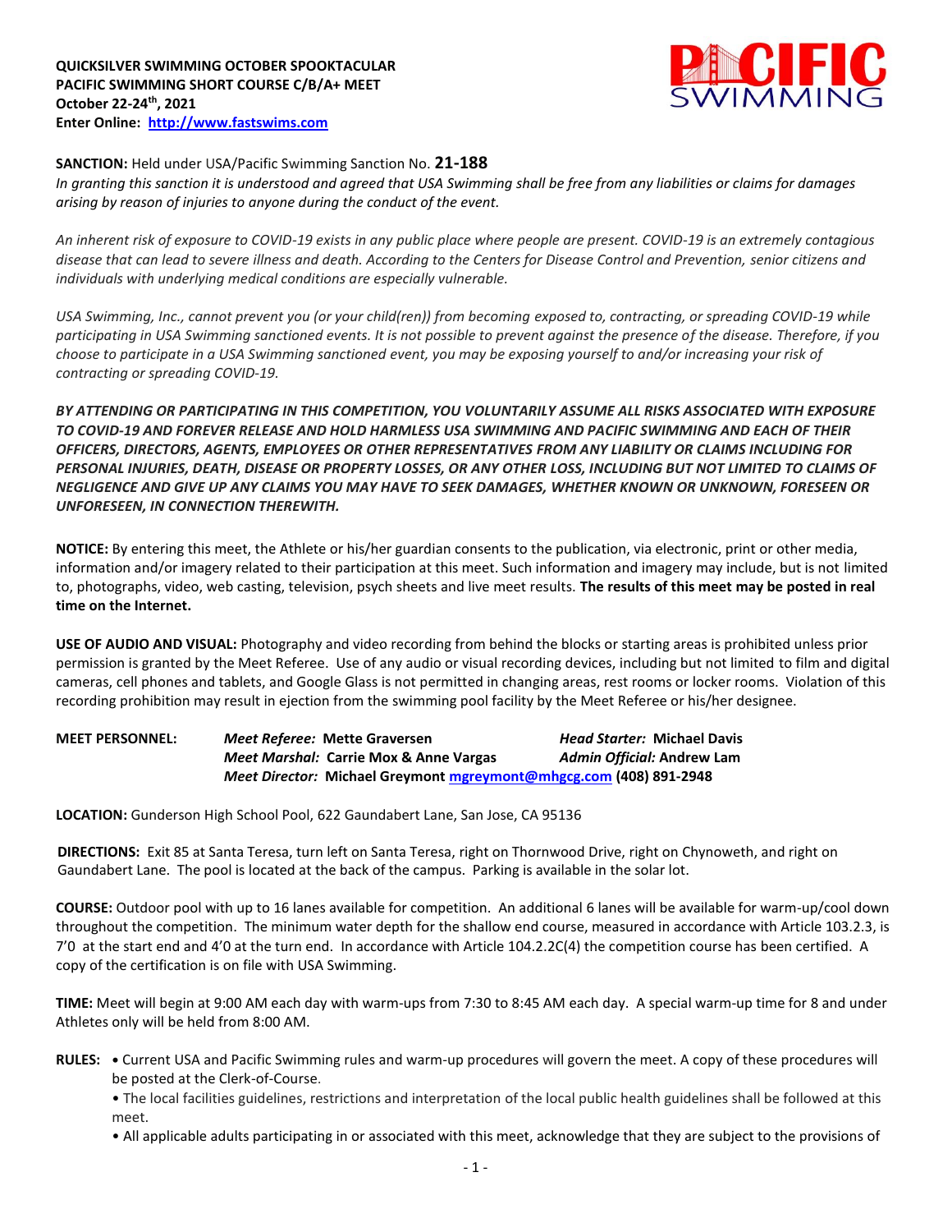**QUICKSILVER SWIMMING OCTOBER SPOOKTACULAR**
**PACIFIC SWIMMING SHORT COURSE C/B/A+ MEET**
**October 22-24th, 2021**
**Enter Online: [http://www.fastswims.com](http://www.fastswims.com)**

**SANCTION:** Held under USA/Pacific Swimming Sanction No. **21-188**
*In granting this sanction it is understood and agreed that USA Swimming shall be free from any liabilities or claims for damages arising by reason of injuries to anyone during the conduct of the event.*

*An inherent risk of exposure to COVID-19 exists in any public place where people are present. COVID-19 is an extremely contagious disease that can lead to severe illness and death. According to the Centers for Disease Control and Prevention, senior citizens and individuals with underlying medical conditions are especially vulnerable.*

*USA Swimming, Inc., cannot prevent you (or your child(ren)) from becoming exposed to, contracting, or spreading COVID-19 while participating in USA Swimming sanctioned events. It is not possible to prevent against the presence of the disease. Therefore, if you choose to participate in a USA Swimming sanctioned event, you may be exposing yourself to and/or increasing your risk of contracting or spreading COVID-19.*

***BY ATTENDING OR PARTICIPATING IN THIS COMPETITION, YOU VOLUNTARILY ASSUME ALL RISKS ASSOCIATED WITH EXPOSURE TO COVID-19 AND FOREVER RELEASE AND HOLD HARMLESS USA SWIMMING AND PACIFIC SWIMMING AND EACH OF THEIR OFFICERS, DIRECTORS, AGENTS, EMPLOYEES OR OTHER REPRESENTATIVES FROM ANY LIABILITY OR CLAIMS INCLUDING FOR PERSONAL INJURIES, DEATH, DISEASE OR PROPERTY LOSSES, OR ANY OTHER LOSS, INCLUDING BUT NOT LIMITED TO CLAIMS OF NEGLIGENCE AND GIVE UP ANY CLAIMS YOU MAY HAVE TO SEEK DAMAGES, WHETHER KNOWN OR UNKNOWN, FORESEEN OR UNFORESEEN, IN CONNECTION THEREWITH.***

**NOTICE:** By entering this meet, the Athlete or his/her guardian consents to the publication, via electronic, print or other media, information and/or imagery related to their participation at this meet. Such information and imagery may include, but is not limited to, photographs, video, web casting, television, psych sheets and live meet results. **The results of this meet may be posted in real time on the Internet.**

**USE OF AUDIO AND VISUAL:** Photography and video recording from behind the blocks or starting areas is prohibited unless prior permission is granted by the Meet Referee. Use of any audio or visual recording devices, including but not limited to film and digital cameras, cell phones and tablets, and Google Glass is not permitted in changing areas, rest rooms or locker rooms. Violation of this recording prohibition may result in ejection from the swimming pool facility by the Meet Referee or his/her designee.

**MEET PERSONNEL:**
***Meet Referee:*** **Mette Graversen** — ***Head Starter:*** **Michael Davis**
***Meet Marshal:*** **Carrie Mox & Anne Vargas** — ***Admin Official:*** **Andrew Lam**
***Meet Director:*** **Michael Greymont [mgreymont@mhgcg.com](mailto:mgreymont@mhgcg.com) (408) 891-2948**

**LOCATION:** Gunderson High School Pool, 622 Gaundabert Lane, San Jose, CA 95136

**DIRECTIONS:** Exit 85 at Santa Teresa, turn left on Santa Teresa, right on Thornwood Drive, right on Chynoweth, and right on Gaundabert Lane. The pool is located at the back of the campus. Parking is available in the solar lot.

**COURSE:** Outdoor pool with up to 16 lanes available for competition. An additional 6 lanes will be available for warm-up/cool down throughout the competition. The minimum water depth for the shallow end course, measured in accordance with Article 103.2.3, is 7'0 at the start end and 4'0 at the turn end. In accordance with Article 104.2.2C(4) the competition course has been certified. A copy of the certification is on file with USA Swimming.

**TIME:** Meet will begin at 9:00 AM each day with warm-ups from 7:30 to 8:45 AM each day. A special warm-up time for 8 and under Athletes only will be held from 8:00 AM.

**RULES:**
- Current USA and Pacific Swimming rules and warm-up procedures will govern the meet. A copy of these procedures will be posted at the Clerk-of-Course.
- The local facilities guidelines, restrictions and interpretation of the local public health guidelines shall be followed at this meet.
- All applicable adults participating in or associated with this meet, acknowledge that they are subject to the provisions of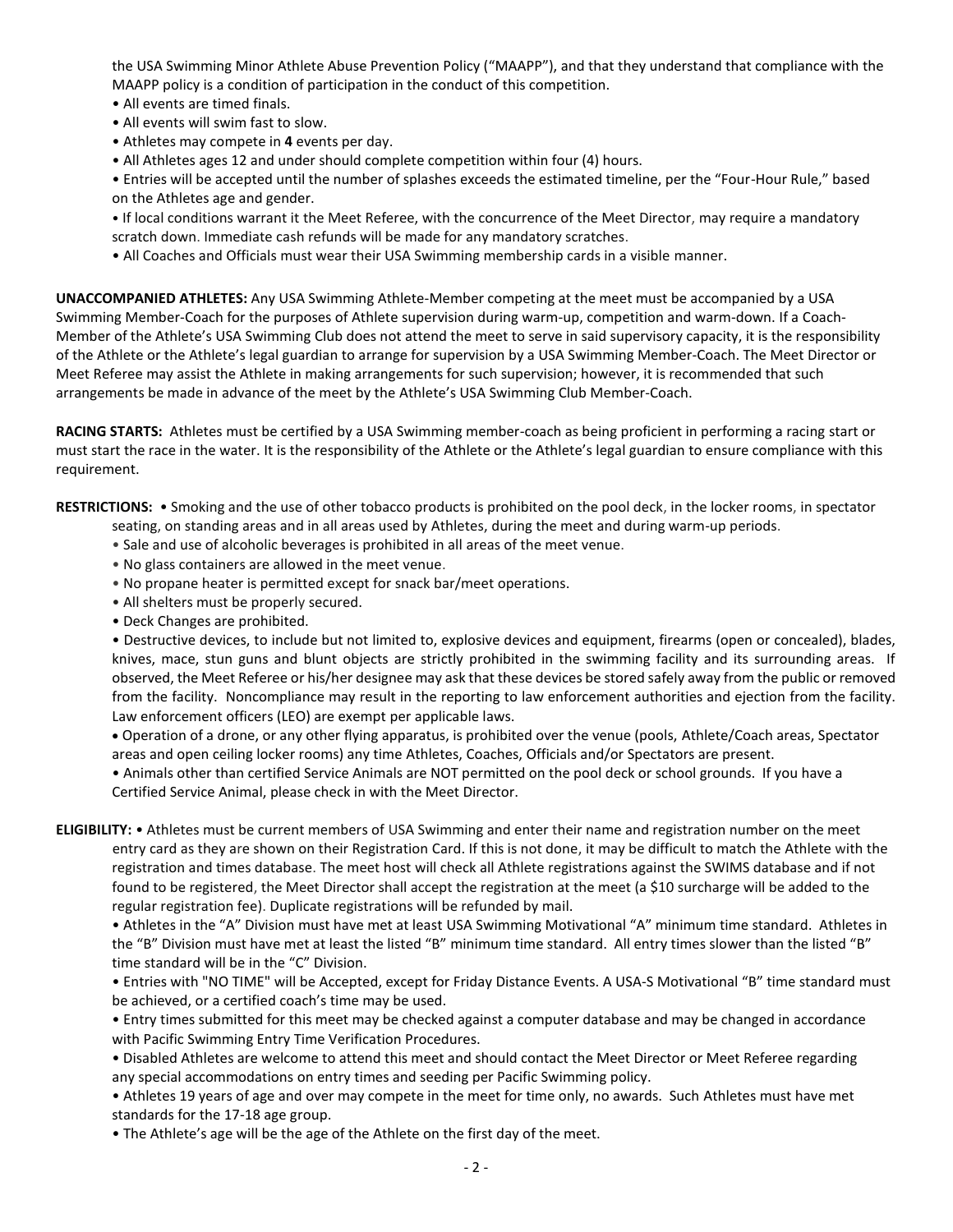the USA Swimming Minor Athlete Abuse Prevention Policy ("MAAPP"), and that they understand that compliance with the MAAPP policy is a condition of participation in the conduct of this competition.

- All events are timed finals.
- All events will swim fast to slow.
- Athletes may compete in **4** events per day.
- All Athletes ages 12 and under should complete competition within four (4) hours.
- Entries will be accepted until the number of splashes exceeds the estimated timeline, per the "Four-Hour Rule," based on the Athletes age and gender.
- If local conditions warrant it the Meet Referee, with the concurrence of the Meet Director, may require a mandatory scratch down. Immediate cash refunds will be made for any mandatory scratches.
- All Coaches and Officials must wear their USA Swimming membership cards in a visible manner.

**UNACCOMPANIED ATHLETES:** Any USA Swimming Athlete-Member competing at the meet must be accompanied by a USA Swimming Member-Coach for the purposes of Athlete supervision during warm-up, competition and warm-down. If a Coach-Member of the Athlete's USA Swimming Club does not attend the meet to serve in said supervisory capacity, it is the responsibility of the Athlete or the Athlete's legal guardian to arrange for supervision by a USA Swimming Member-Coach. The Meet Director or Meet Referee may assist the Athlete in making arrangements for such supervision; however, it is recommended that such arrangements be made in advance of the meet by the Athlete's USA Swimming Club Member-Coach.

**RACING STARTS:** Athletes must be certified by a USA Swimming member-coach as being proficient in performing a racing start or must start the race in the water. It is the responsibility of the Athlete or the Athlete's legal guardian to ensure compliance with this requirement.

**RESTRICTIONS:**
- Smoking and the use of other tobacco products is prohibited on the pool deck, in the locker rooms, in spectator seating, on standing areas and in all areas used by Athletes, during the meet and during warm-up periods.
- Sale and use of alcoholic beverages is prohibited in all areas of the meet venue.
- No glass containers are allowed in the meet venue.
- No propane heater is permitted except for snack bar/meet operations.
- All shelters must be properly secured.
- Deck Changes are prohibited.
- Destructive devices, to include but not limited to, explosive devices and equipment, firearms (open or concealed), blades, knives, mace, stun guns and blunt objects are strictly prohibited in the swimming facility and its surrounding areas. If observed, the Meet Referee or his/her designee may ask that these devices be stored safely away from the public or removed from the facility. Noncompliance may result in the reporting to law enforcement authorities and ejection from the facility. Law enforcement officers (LEO) are exempt per applicable laws.
- Operation of a drone, or any other flying apparatus, is prohibited over the venue (pools, Athlete/Coach areas, Spectator areas and open ceiling locker rooms) any time Athletes, Coaches, Officials and/or Spectators are present.
- Animals other than certified Service Animals are NOT permitted on the pool deck or school grounds. If you have a Certified Service Animal, please check in with the Meet Director.

**ELIGIBILITY:**
- Athletes must be current members of USA Swimming and enter their name and registration number on the meet entry card as they are shown on their Registration Card. If this is not done, it may be difficult to match the Athlete with the registration and times database. The meet host will check all Athlete registrations against the SWIMS database and if not found to be registered, the Meet Director shall accept the registration at the meet (a $10 surcharge will be added to the regular registration fee). Duplicate registrations will be refunded by mail.
- Athletes in the "A" Division must have met at least USA Swimming Motivational "A" minimum time standard. Athletes in the "B" Division must have met at least the listed "B" minimum time standard. All entry times slower than the listed "B" time standard will be in the "C" Division.
- Entries with "NO TIME" will be Accepted, except for Friday Distance Events. A USA-S Motivational "B" time standard must be achieved, or a certified coach's time may be used.
- Entry times submitted for this meet may be checked against a computer database and may be changed in accordance with Pacific Swimming Entry Time Verification Procedures.
- Disabled Athletes are welcome to attend this meet and should contact the Meet Director or Meet Referee regarding any special accommodations on entry times and seeding per Pacific Swimming policy.
- Athletes 19 years of age and over may compete in the meet for time only, no awards. Such Athletes must have met standards for the 17-18 age group.
- The Athlete's age will be the age of the Athlete on the first day of the meet.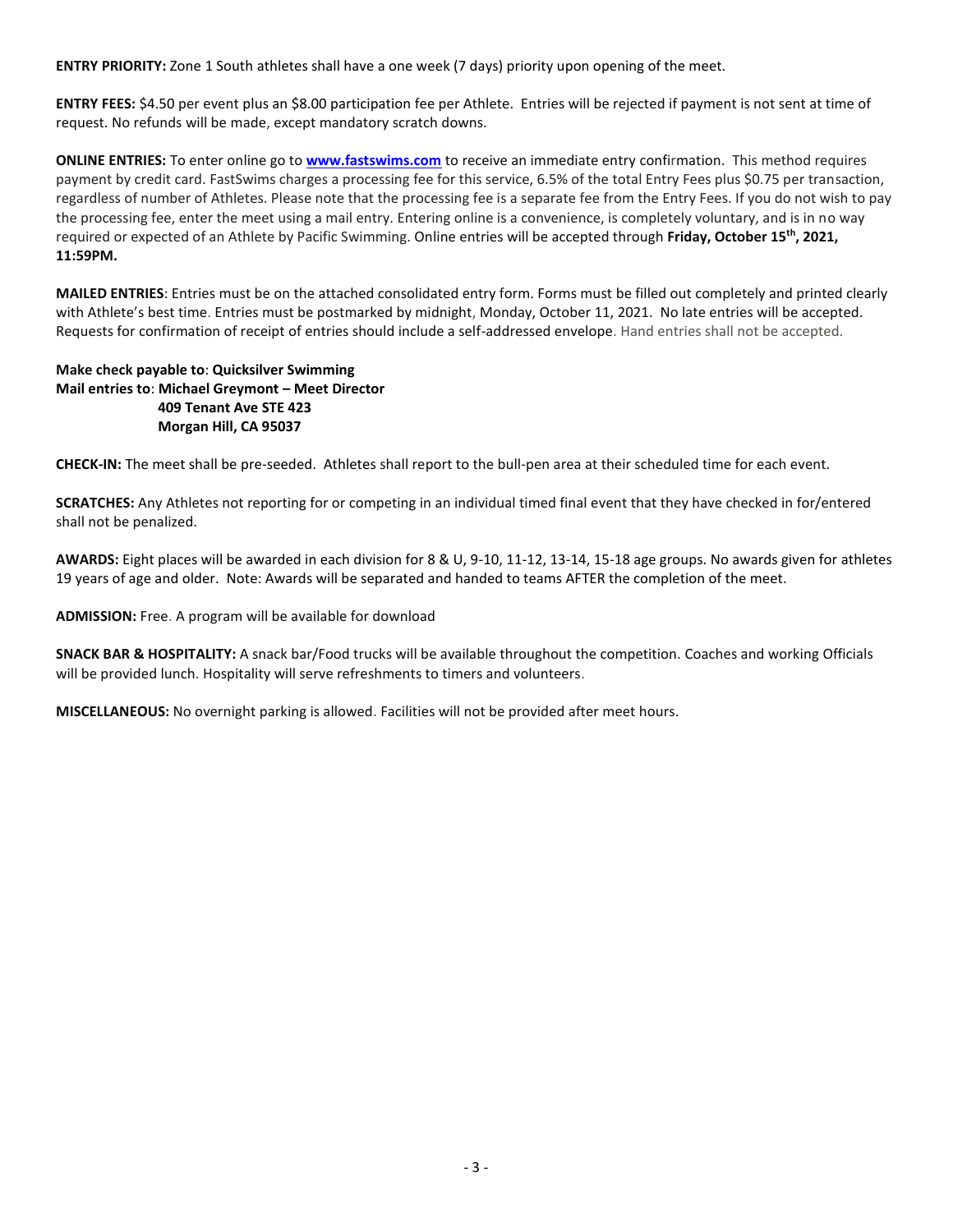**ENTRY PRIORITY:** Zone 1 South athletes shall have a one week (7 days) priority upon opening of the meet.

**ENTRY FEES:** $4.50 per event plus an $8.00 participation fee per Athlete. Entries will be rejected if payment is not sent at time of request. No refunds will be made, except mandatory scratch downs.

**ONLINE ENTRIES:** To enter online go to **www.fastswims.com** to receive an immediate entry confirmation. This method requires payment by credit card. FastSwims charges a processing fee for this service, 6.5% of the total Entry Fees plus $0.75 per transaction, regardless of number of Athletes. Please note that the processing fee is a separate fee from the Entry Fees. If you do not wish to pay the processing fee, enter the meet using a mail entry. Entering online is a convenience, is completely voluntary, and is in no way required or expected of an Athlete by Pacific Swimming. Online entries will be accepted through **Friday, October 15th, 2021, 11:59PM.**

**MAILED ENTRIES**: Entries must be on the attached consolidated entry form. Forms must be filled out completely and printed clearly with Athlete's best time. Entries must be postmarked by midnight, Monday, October 11, 2021. No late entries will be accepted. Requests for confirmation of receipt of entries should include a self-addressed envelope. Hand entries shall not be accepted.

**Make check payable to**: **Quicksilver Swimming**
**Mail entries to**: **Michael Greymont – Meet Director**
**409 Tenant Ave STE 423**
**Morgan Hill, CA 95037**

**CHECK-IN:** The meet shall be pre-seeded. Athletes shall report to the bull-pen area at their scheduled time for each event.

**SCRATCHES:** Any Athletes not reporting for or competing in an individual timed final event that they have checked in for/entered shall not be penalized.

**AWARDS:** Eight places will be awarded in each division for 8 & U, 9-10, 11-12, 13-14, 15-18 age groups. No awards given for athletes 19 years of age and older. Note: Awards will be separated and handed to teams AFTER the completion of the meet.

**ADMISSION:** Free. A program will be available for download

**SNACK BAR & HOSPITALITY:** A snack bar/Food trucks will be available throughout the competition. Coaches and working Officials will be provided lunch. Hospitality will serve refreshments to timers and volunteers.

**MISCELLANEOUS:** No overnight parking is allowed. Facilities will not be provided after meet hours.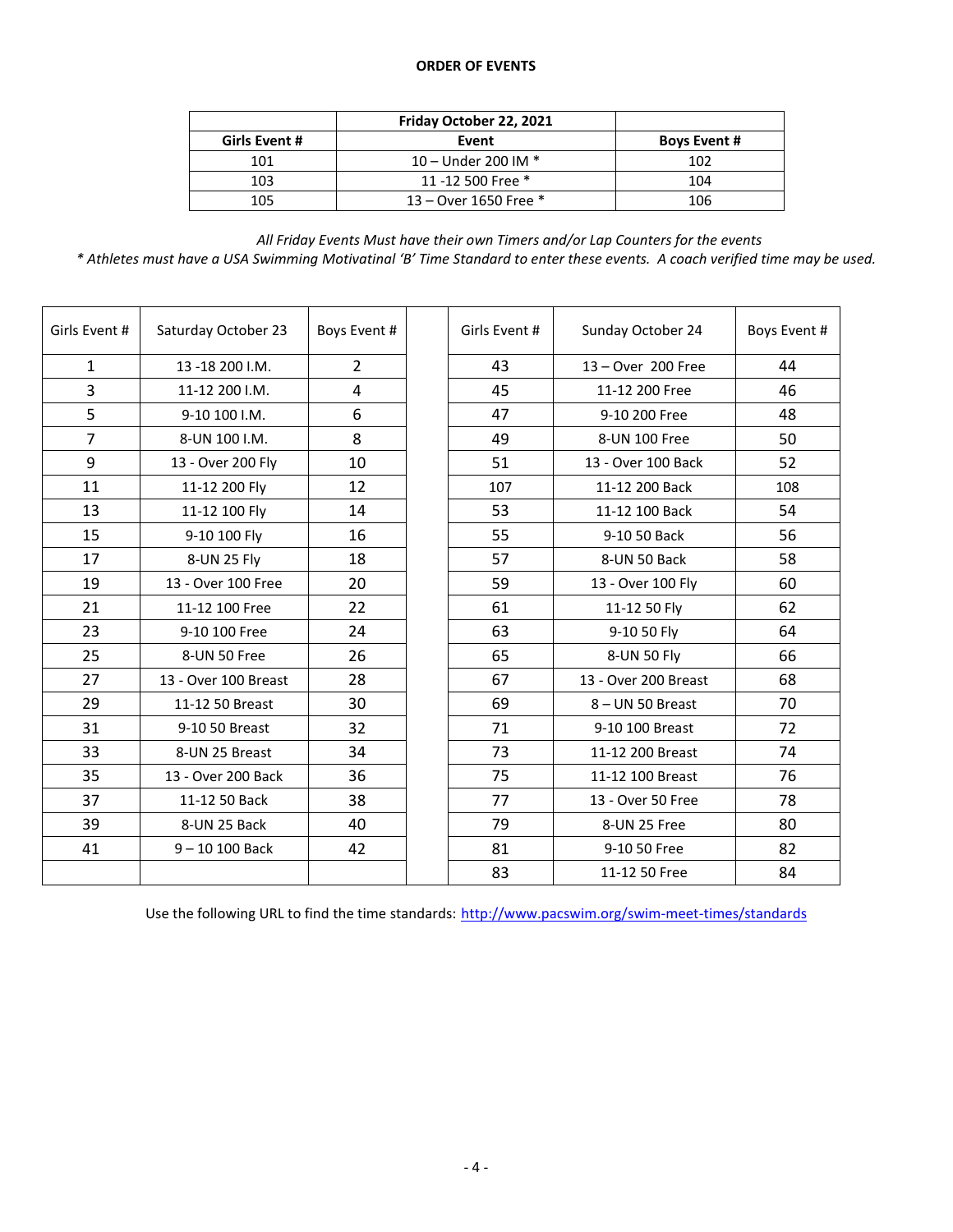**ORDER OF EVENTS**

| | Friday October 22, 2021 | |
|---|---|---|
| **Girls Event #** | **Event** | **Boys Event #** |
| 101 | 10 – Under 200 IM * | 102 |
| 103 | 11 -12 500 Free * | 104 |
| 105 | 13 – Over 1650 Free * | 106 |

*All Friday Events Must have their own Timers and/or Lap Counters for the events*
*\* Athletes must have a USA Swimming Motivatinal 'B' Time Standard to enter these events. A coach verified time may be used.*

| Girls Event # | Saturday October 23 | Boys Event # | | Girls Event # | Sunday October 24 | Boys Event # |
|---|---|---|---|---|---|---|
| 1 | 13 -18 200 I.M. | 2 | | 43 | 13 – Over 200 Free | 44 |
| 3 | 11-12 200 I.M. | 4 | | 45 | 11-12 200 Free | 46 |
| 5 | 9-10 100 I.M. | 6 | | 47 | 9-10 200 Free | 48 |
| 7 | 8-UN 100 I.M. | 8 | | 49 | 8-UN 100 Free | 50 |
| 9 | 13 - Over 200 Fly | 10 | | 51 | 13 - Over 100 Back | 52 |
| 11 | 11-12 200 Fly | 12 | | 107 | 11-12 200 Back | 108 |
| 13 | 11-12 100 Fly | 14 | | 53 | 11-12 100 Back | 54 |
| 15 | 9-10 100 Fly | 16 | | 55 | 9-10 50 Back | 56 |
| 17 | 8-UN 25 Fly | 18 | | 57 | 8-UN 50 Back | 58 |
| 19 | 13 - Over 100 Free | 20 | | 59 | 13 - Over 100 Fly | 60 |
| 21 | 11-12 100 Free | 22 | | 61 | 11-12 50 Fly | 62 |
| 23 | 9-10 100 Free | 24 | | 63 | 9-10 50 Fly | 64 |
| 25 | 8-UN 50 Free | 26 | | 65 | 8-UN 50 Fly | 66 |
| 27 | 13 - Over 100 Breast | 28 | | 67 | 13 - Over 200 Breast | 68 |
| 29 | 11-12 50 Breast | 30 | | 69 | 8 – UN 50 Breast | 70 |
| 31 | 9-10 50 Breast | 32 | | 71 | 9-10 100 Breast | 72 |
| 33 | 8-UN 25 Breast | 34 | | 73 | 11-12 200 Breast | 74 |
| 35 | 13 - Over 200 Back | 36 | | 75 | 11-12 100 Breast | 76 |
| 37 | 11-12 50 Back | 38 | | 77 | 13 - Over 50 Free | 78 |
| 39 | 8-UN 25 Back | 40 | | 79 | 8-UN 25 Free | 80 |
| 41 | 9 – 10 100 Back | 42 | | 81 | 9-10 50 Free | 82 |
| | | | | 83 | 11-12 50 Free | 84 |

Use the following URL to find the time standards: http://www.pacswim.org/swim-meet-times/standards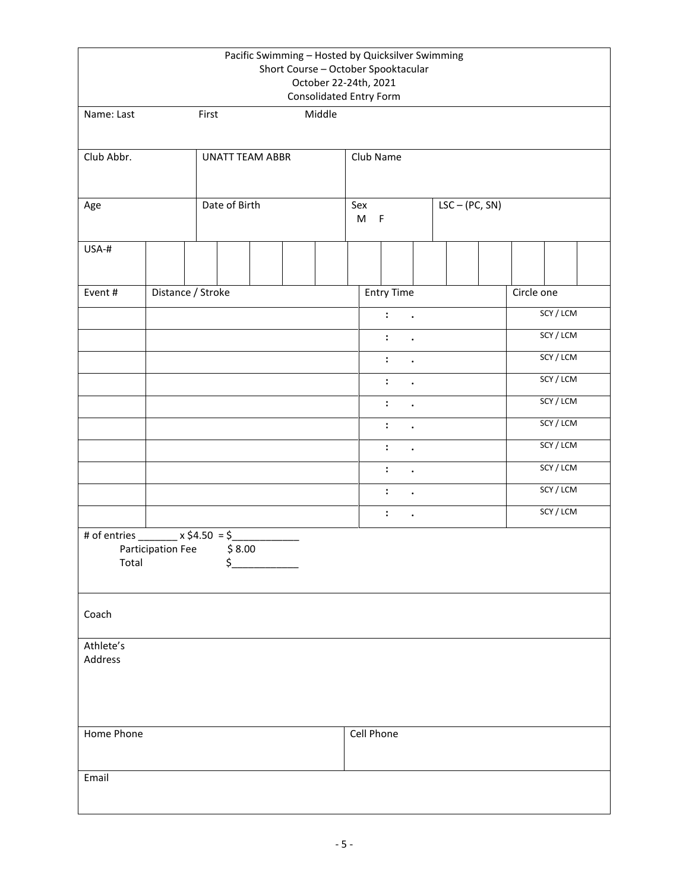Pacific Swimming – Hosted by Quicksilver Swimming
Short Course – October Spooktacular
October 22-24th, 2021
Consolidated Entry Form

| | | | | |
|---|---|---|---|---|
| Name: Last | First | Middle | | |
| Club Abbr. | UNATT TEAM ABBR | Club Name | | |
| Age | Date of Birth | Sex M F | LSC – (PC, SN) | |
| USA-# | | | | |

| Event # | Distance / Stroke | Entry Time | Circle one |
|---|---|---|---|
| | | : . | SCY / LCM |
| | | : . | SCY / LCM |
| | | : . | SCY / LCM |
| | | : . | SCY / LCM |
| | | : . | SCY / LCM |
| | | : . | SCY / LCM |
| | | : . | SCY / LCM |
| | | : . | SCY / LCM |
| | | : . | SCY / LCM |
| | | : . | SCY / LCM |

# of entries _______ x $4.50 = $____________
Participation Fee $ 8.00
Total $____________

Coach

Athlete's Address

| | |
|---|---|
| Home Phone | Cell Phone |

Email